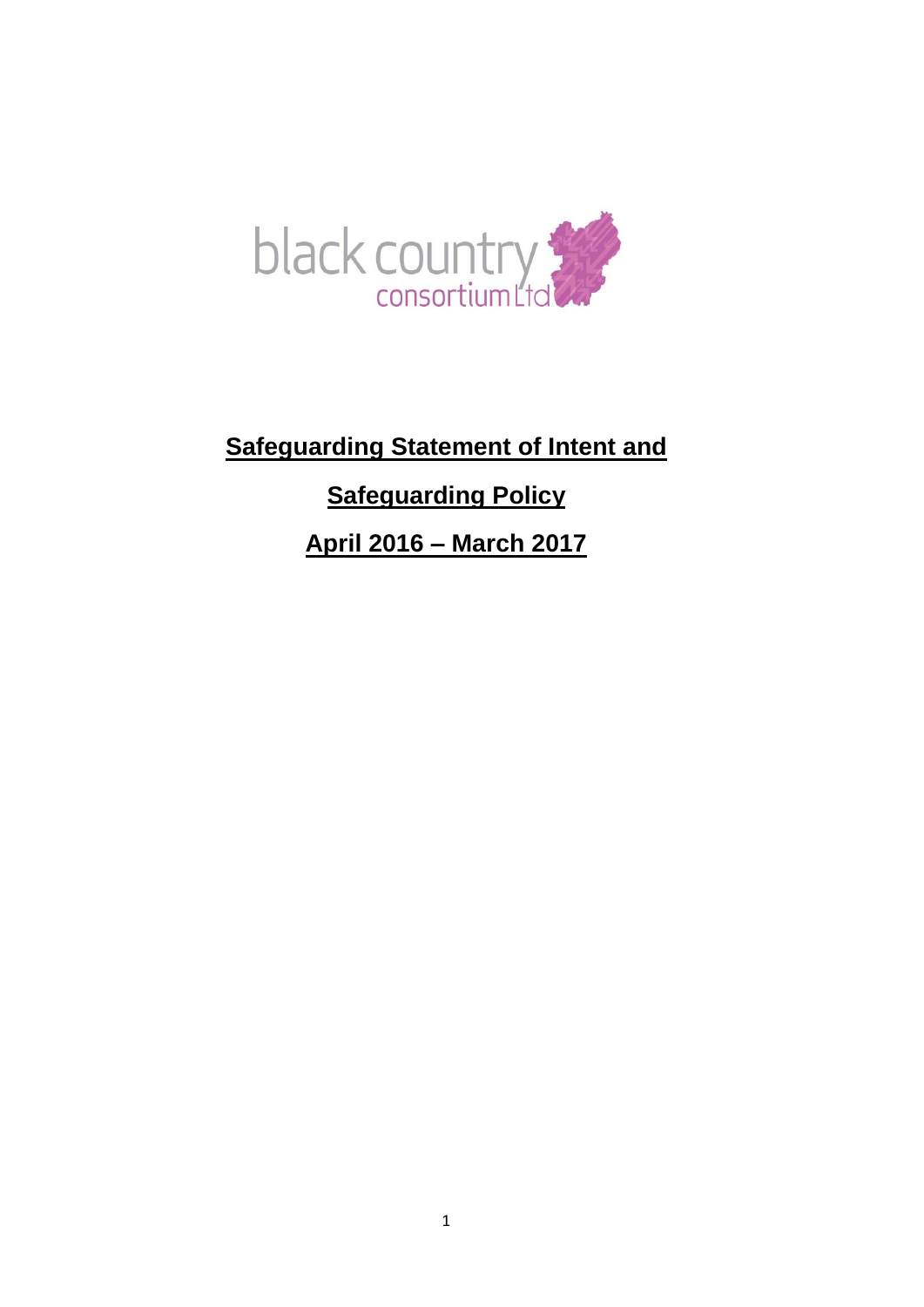black country consortium Ltd

# Safeguarding Statement of Intent and

# Safeguarding Policy

# April 2016 – March 2017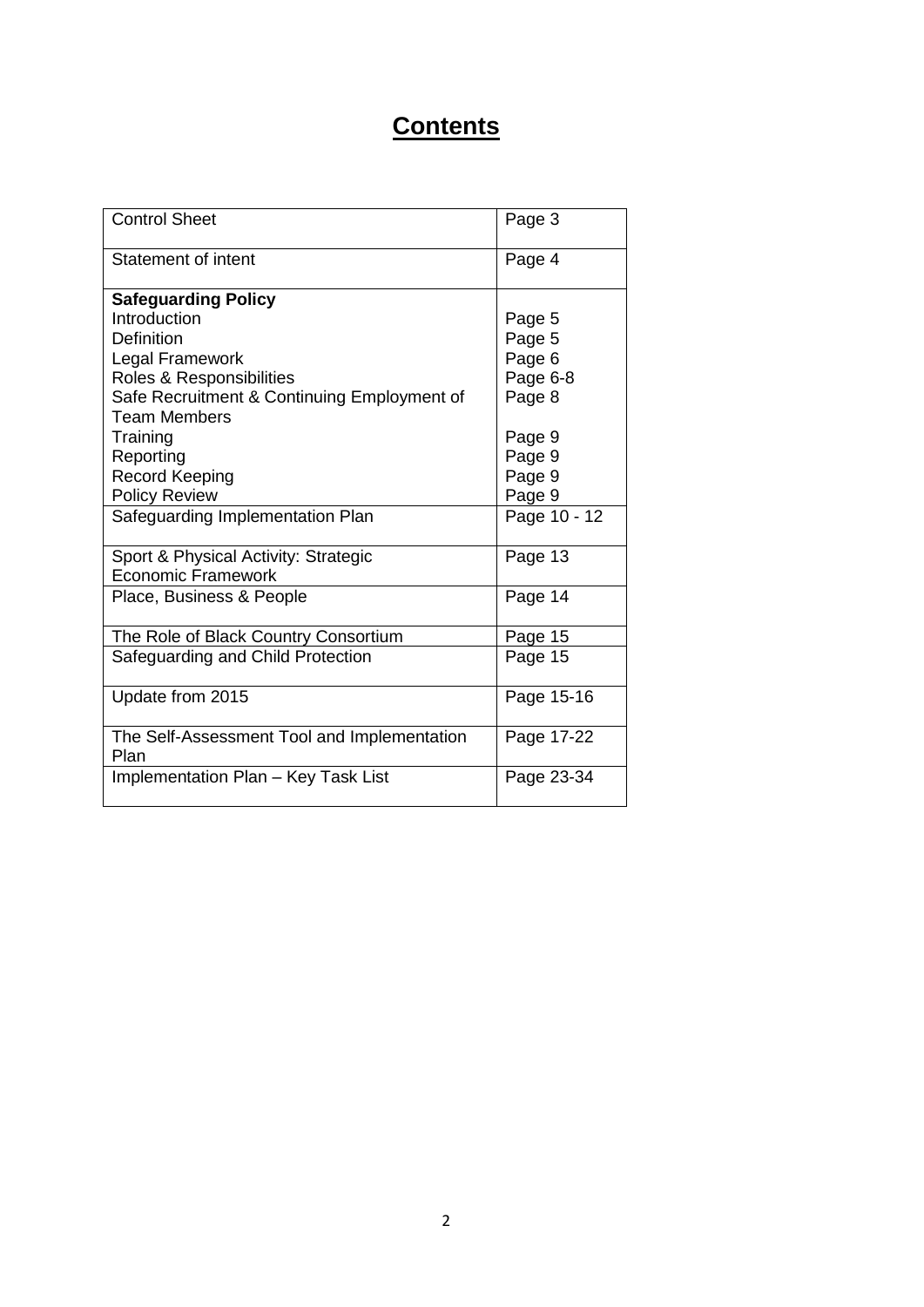# Contents

| | |
|---|---|
| Control Sheet | Page 3 |
| Statement of intent | Page 4 |
| **Safeguarding Policy** | |
| Introduction | Page 5 |
| Definition | Page 5 |
| Legal Framework | Page 6 |
| Roles & Responsibilities | Page 6-8 |
| Safe Recruitment & Continuing Employment of Team Members | Page 8 |
| Training | Page 9 |
| Reporting | Page 9 |
| Record Keeping | Page 9 |
| Policy Review | Page 9 |
| Safeguarding Implementation Plan | Page 10 - 12 |
| Sport & Physical Activity: Strategic Economic Framework | Page 13 |
| Place, Business & People | Page 14 |
| The Role of Black Country Consortium | Page 15 |
| Safeguarding and Child Protection | Page 15 |
| Update from 2015 | Page 15-16 |
| The Self-Assessment Tool and Implementation Plan | Page 17-22 |
| Implementation Plan – Key Task List | Page 23-34 |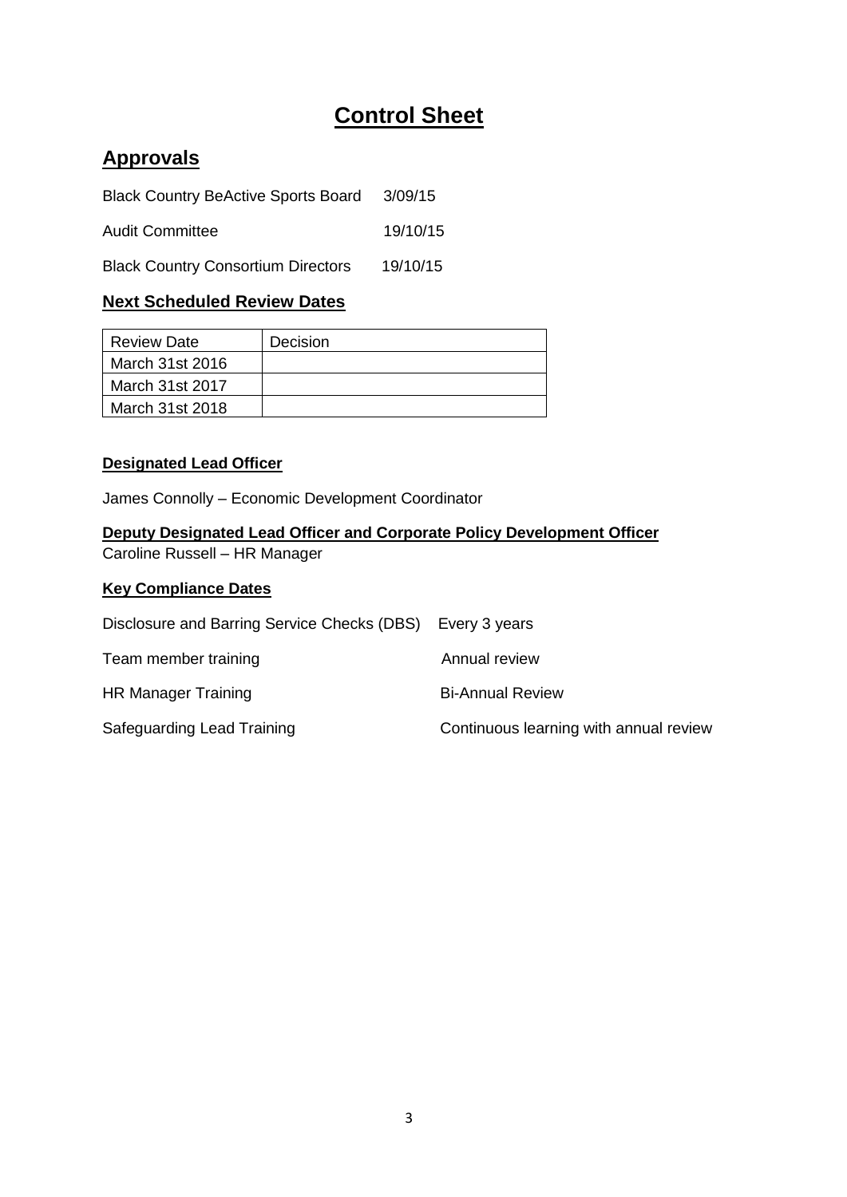# Control Sheet

## Approvals

Black Country BeActive Sports Board 3/09/15

Audit Committee 19/10/15

Black Country Consortium Directors 19/10/15

### Next Scheduled Review Dates

| Review Date | Decision |
|---|---|
| March 31st 2016 | |
| March 31st 2017 | |
| March 31st 2018 | |

### Designated Lead Officer

James Connolly – Economic Development Coordinator

### Deputy Designated Lead Officer and Corporate Policy Development Officer

Caroline Russell – HR Manager

### Key Compliance Dates

Disclosure and Barring Service Checks (DBS) Every 3 years

Team member training Annual review

HR Manager Training Bi-Annual Review

Safeguarding Lead Training Continuous learning with annual review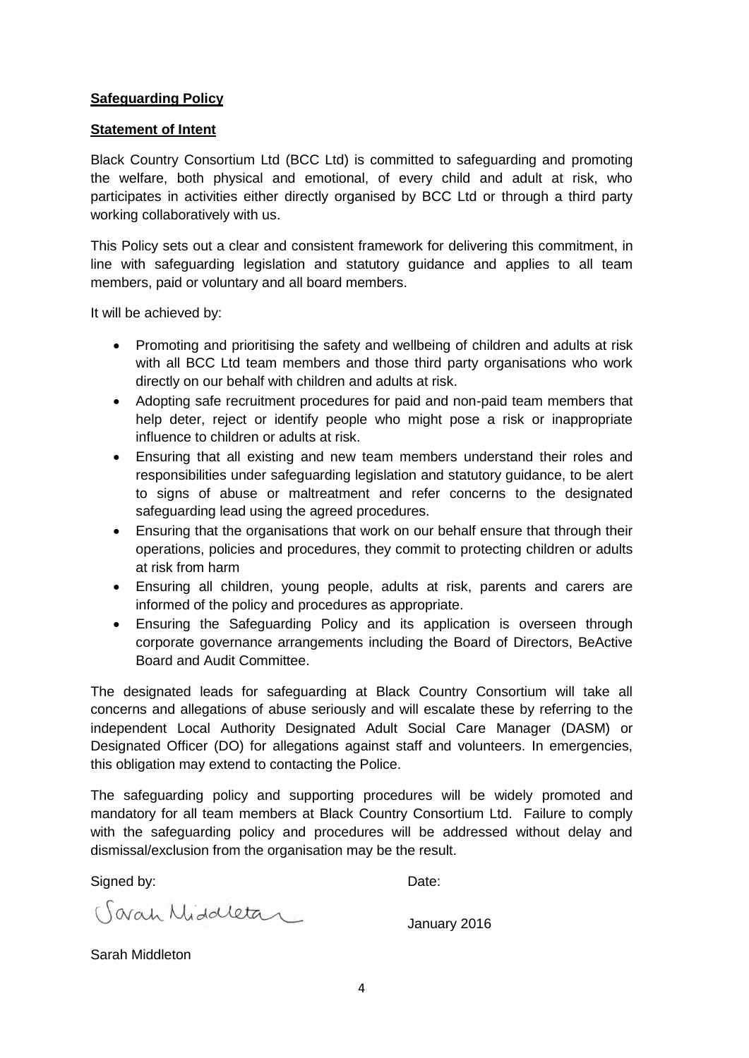**Safeguarding Policy**

**Statement of Intent**

Black Country Consortium Ltd (BCC Ltd) is committed to safeguarding and promoting the welfare, both physical and emotional, of every child and adult at risk, who participates in activities either directly organised by BCC Ltd or through a third party working collaboratively with us.

This Policy sets out a clear and consistent framework for delivering this commitment, in line with safeguarding legislation and statutory guidance and applies to all team members, paid or voluntary and all board members.

It will be achieved by:

- Promoting and prioritising the safety and wellbeing of children and adults at risk with all BCC Ltd team members and those third party organisations who work directly on our behalf with children and adults at risk.
- Adopting safe recruitment procedures for paid and non-paid team members that help deter, reject or identify people who might pose a risk or inappropriate influence to children or adults at risk.
- Ensuring that all existing and new team members understand their roles and responsibilities under safeguarding legislation and statutory guidance, to be alert to signs of abuse or maltreatment and refer concerns to the designated safeguarding lead using the agreed procedures.
- Ensuring that the organisations that work on our behalf ensure that through their operations, policies and procedures, they commit to protecting children or adults at risk from harm
- Ensuring all children, young people, adults at risk, parents and carers are informed of the policy and procedures as appropriate.
- Ensuring the Safeguarding Policy and its application is overseen through corporate governance arrangements including the Board of Directors, BeActive Board and Audit Committee.

The designated leads for safeguarding at Black Country Consortium will take all concerns and allegations of abuse seriously and will escalate these by referring to the independent Local Authority Designated Adult Social Care Manager (DASM) or Designated Officer (DO) for allegations against staff and volunteers. In emergencies, this obligation may extend to contacting the Police.

The safeguarding policy and supporting procedures will be widely promoted and mandatory for all team members at Black Country Consortium Ltd. Failure to comply with the safeguarding policy and procedures will be addressed without delay and dismissal/exclusion from the organisation may be the result.

Signed by: Date:

Sarah Middleton January 2016

Sarah Middleton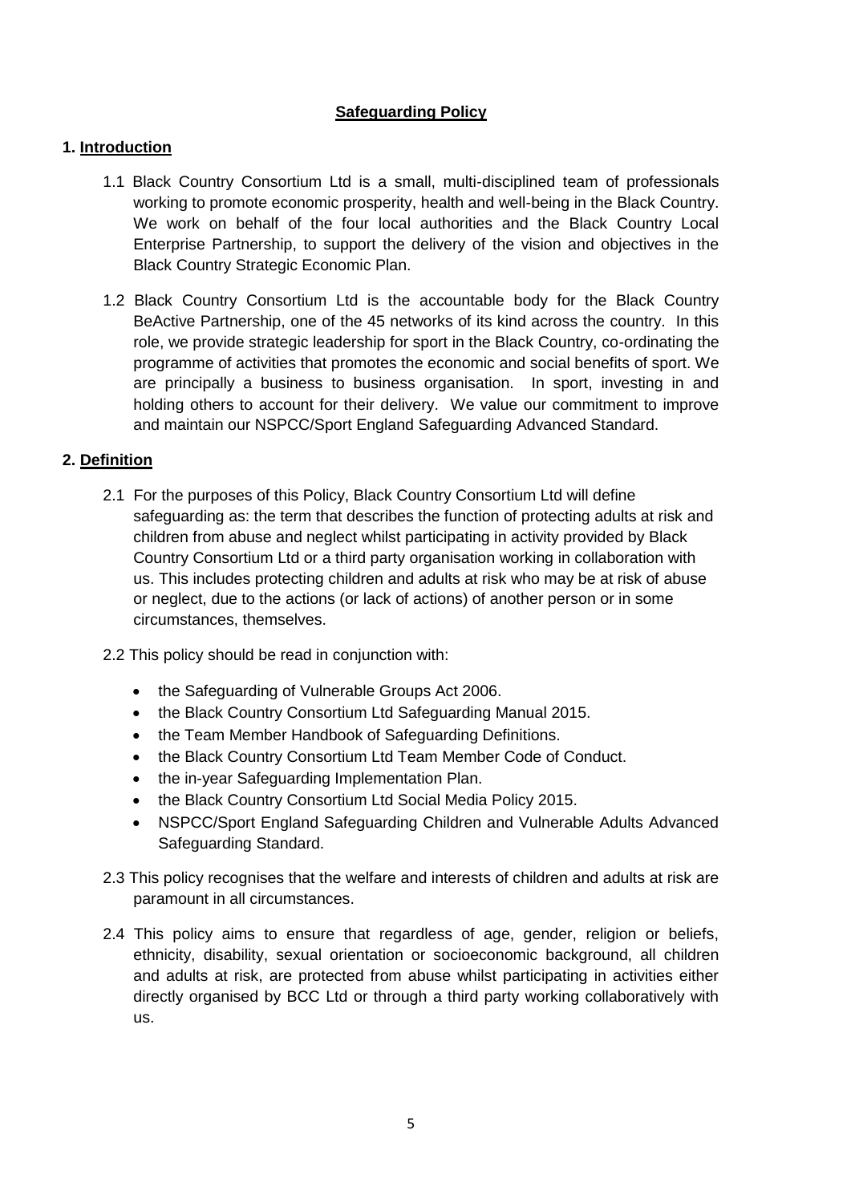## Safeguarding Policy

### 1. Introduction

1.1 Black Country Consortium Ltd is a small, multi-disciplined team of professionals working to promote economic prosperity, health and well-being in the Black Country. We work on behalf of the four local authorities and the Black Country Local Enterprise Partnership, to support the delivery of the vision and objectives in the Black Country Strategic Economic Plan.

1.2 Black Country Consortium Ltd is the accountable body for the Black Country BeActive Partnership, one of the 45 networks of its kind across the country. In this role, we provide strategic leadership for sport in the Black Country, co-ordinating the programme of activities that promotes the economic and social benefits of sport. We are principally a business to business organisation. In sport, investing in and holding others to account for their delivery. We value our commitment to improve and maintain our NSPCC/Sport England Safeguarding Advanced Standard.

### 2. Definition

2.1 For the purposes of this Policy, Black Country Consortium Ltd will define safeguarding as: the term that describes the function of protecting adults at risk and children from abuse and neglect whilst participating in activity provided by Black Country Consortium Ltd or a third party organisation working in collaboration with us. This includes protecting children and adults at risk who may be at risk of abuse or neglect, due to the actions (or lack of actions) of another person or in some circumstances, themselves.

2.2 This policy should be read in conjunction with:

- the Safeguarding of Vulnerable Groups Act 2006.
- the Black Country Consortium Ltd Safeguarding Manual 2015.
- the Team Member Handbook of Safeguarding Definitions.
- the Black Country Consortium Ltd Team Member Code of Conduct.
- the in-year Safeguarding Implementation Plan.
- the Black Country Consortium Ltd Social Media Policy 2015.
- NSPCC/Sport England Safeguarding Children and Vulnerable Adults Advanced Safeguarding Standard.

2.3 This policy recognises that the welfare and interests of children and adults at risk are paramount in all circumstances.

2.4 This policy aims to ensure that regardless of age, gender, religion or beliefs, ethnicity, disability, sexual orientation or socioeconomic background, all children and adults at risk, are protected from abuse whilst participating in activities either directly organised by BCC Ltd or through a third party working collaboratively with us.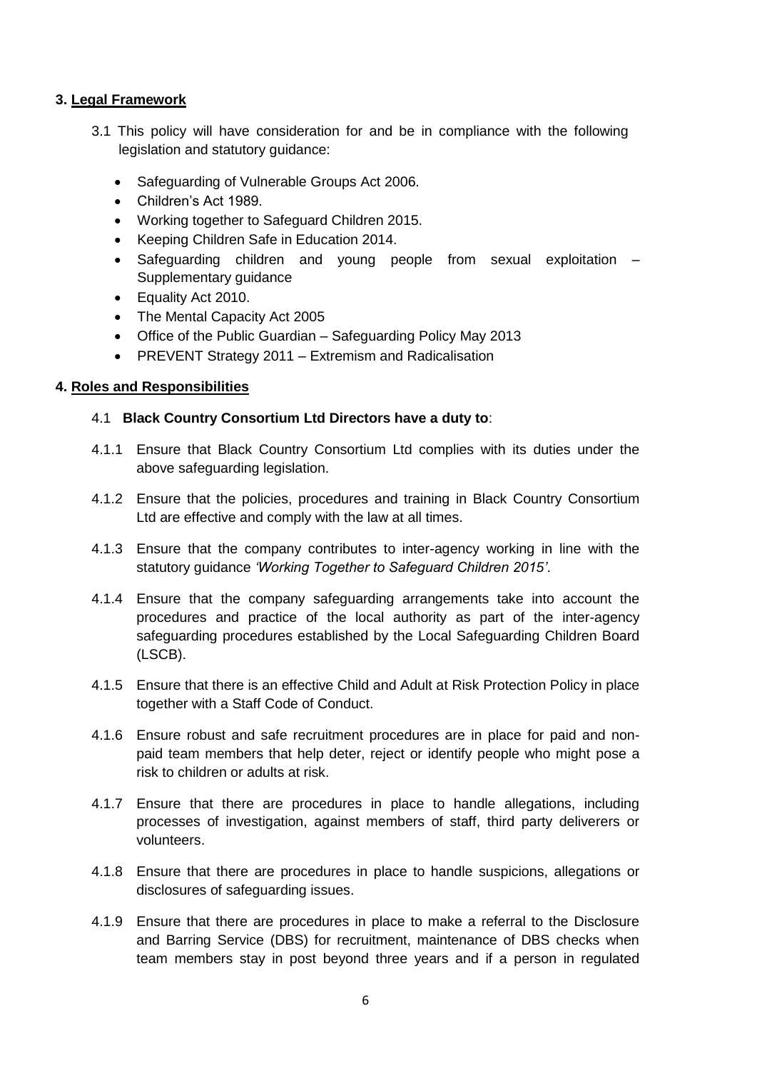## 3. Legal Framework

3.1 This policy will have consideration for and be in compliance with the following legislation and statutory guidance:

- Safeguarding of Vulnerable Groups Act 2006.
- Children's Act 1989.
- Working together to Safeguard Children 2015.
- Keeping Children Safe in Education 2014.
- Safeguarding children and young people from sexual exploitation – Supplementary guidance
- Equality Act 2010.
- The Mental Capacity Act 2005
- Office of the Public Guardian – Safeguarding Policy May 2013
- PREVENT Strategy 2011 – Extremism and Radicalisation

## 4. Roles and Responsibilities

4.1 **Black Country Consortium Ltd Directors have a duty to**:

4.1.1 Ensure that Black Country Consortium Ltd complies with its duties under the above safeguarding legislation.

4.1.2 Ensure that the policies, procedures and training in Black Country Consortium Ltd are effective and comply with the law at all times.

4.1.3 Ensure that the company contributes to inter-agency working in line with the statutory guidance *'Working Together to Safeguard Children 2015'*.

4.1.4 Ensure that the company safeguarding arrangements take into account the procedures and practice of the local authority as part of the inter-agency safeguarding procedures established by the Local Safeguarding Children Board (LSCB).

4.1.5 Ensure that there is an effective Child and Adult at Risk Protection Policy in place together with a Staff Code of Conduct.

4.1.6 Ensure robust and safe recruitment procedures are in place for paid and non-paid team members that help deter, reject or identify people who might pose a risk to children or adults at risk.

4.1.7 Ensure that there are procedures in place to handle allegations, including processes of investigation, against members of staff, third party deliverers or volunteers.

4.1.8 Ensure that there are procedures in place to handle suspicions, allegations or disclosures of safeguarding issues.

4.1.9 Ensure that there are procedures in place to make a referral to the Disclosure and Barring Service (DBS) for recruitment, maintenance of DBS checks when team members stay in post beyond three years and if a person in regulated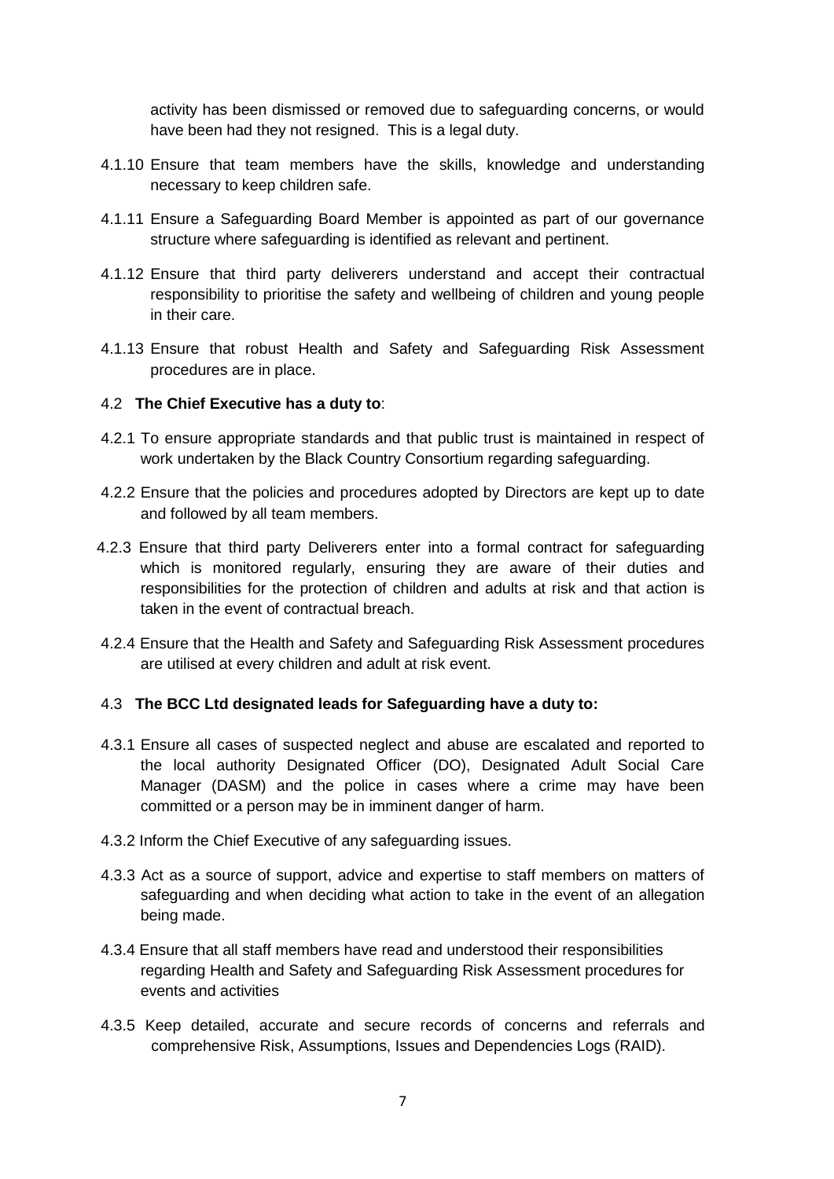activity has been dismissed or removed due to safeguarding concerns, or would have been had they not resigned. This is a legal duty.

4.1.10 Ensure that team members have the skills, knowledge and understanding necessary to keep children safe.

4.1.11 Ensure a Safeguarding Board Member is appointed as part of our governance structure where safeguarding is identified as relevant and pertinent.

4.1.12 Ensure that third party deliverers understand and accept their contractual responsibility to prioritise the safety and wellbeing of children and young people in their care.

4.1.13 Ensure that robust Health and Safety and Safeguarding Risk Assessment procedures are in place.

4.2 **The Chief Executive has a duty to**:

4.2.1 To ensure appropriate standards and that public trust is maintained in respect of work undertaken by the Black Country Consortium regarding safeguarding.

4.2.2 Ensure that the policies and procedures adopted by Directors are kept up to date and followed by all team members.

4.2.3 Ensure that third party Deliverers enter into a formal contract for safeguarding which is monitored regularly, ensuring they are aware of their duties and responsibilities for the protection of children and adults at risk and that action is taken in the event of contractual breach.

4.2.4 Ensure that the Health and Safety and Safeguarding Risk Assessment procedures are utilised at every children and adult at risk event.

4.3 **The BCC Ltd designated leads for Safeguarding have a duty to:**

4.3.1 Ensure all cases of suspected neglect and abuse are escalated and reported to the local authority Designated Officer (DO), Designated Adult Social Care Manager (DASM) and the police in cases where a crime may have been committed or a person may be in imminent danger of harm.

4.3.2 Inform the Chief Executive of any safeguarding issues.

4.3.3 Act as a source of support, advice and expertise to staff members on matters of safeguarding and when deciding what action to take in the event of an allegation being made.

4.3.4 Ensure that all staff members have read and understood their responsibilities regarding Health and Safety and Safeguarding Risk Assessment procedures for events and activities

4.3.5 Keep detailed, accurate and secure records of concerns and referrals and comprehensive Risk, Assumptions, Issues and Dependencies Logs (RAID).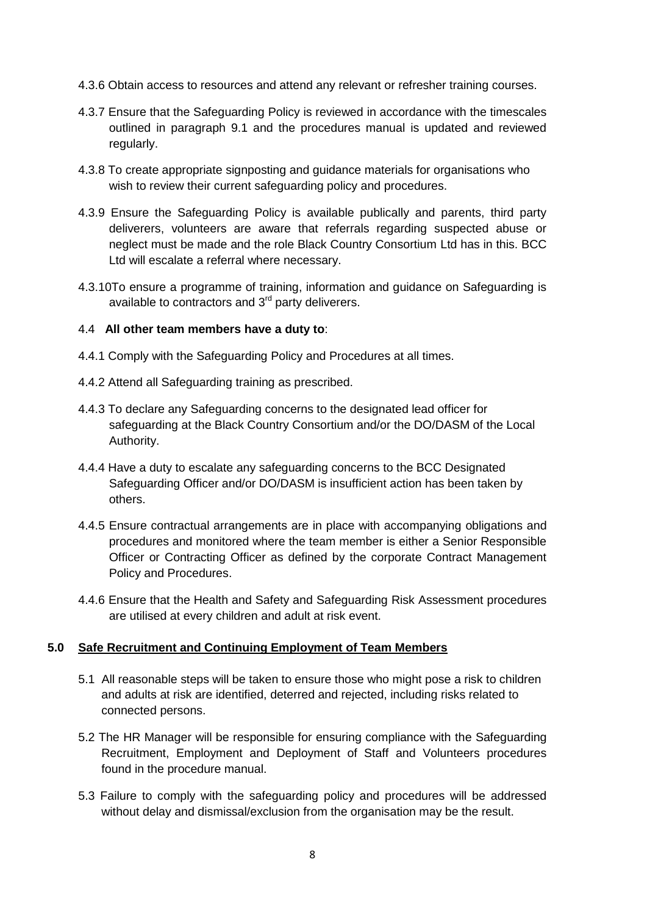4.3.6 Obtain access to resources and attend any relevant or refresher training courses.

4.3.7 Ensure that the Safeguarding Policy is reviewed in accordance with the timescales outlined in paragraph 9.1 and the procedures manual is updated and reviewed regularly.

4.3.8 To create appropriate signposting and guidance materials for organisations who wish to review their current safeguarding policy and procedures.

4.3.9 Ensure the Safeguarding Policy is available publically and parents, third party deliverers, volunteers are aware that referrals regarding suspected abuse or neglect must be made and the role Black Country Consortium Ltd has in this. BCC Ltd will escalate a referral where necessary.

4.3.10To ensure a programme of training, information and guidance on Safeguarding is available to contractors and 3rd party deliverers.

4.4 **All other team members have a duty to**:

4.4.1 Comply with the Safeguarding Policy and Procedures at all times.

4.4.2 Attend all Safeguarding training as prescribed.

4.4.3 To declare any Safeguarding concerns to the designated lead officer for safeguarding at the Black Country Consortium and/or the DO/DASM of the Local Authority.

4.4.4 Have a duty to escalate any safeguarding concerns to the BCC Designated Safeguarding Officer and/or DO/DASM is insufficient action has been taken by others.

4.4.5 Ensure contractual arrangements are in place with accompanying obligations and procedures and monitored where the team member is either a Senior Responsible Officer or Contracting Officer as defined by the corporate Contract Management Policy and Procedures.

4.4.6 Ensure that the Health and Safety and Safeguarding Risk Assessment procedures are utilised at every children and adult at risk event.

## 5.0 Safe Recruitment and Continuing Employment of Team Members

5.1 All reasonable steps will be taken to ensure those who might pose a risk to children and adults at risk are identified, deterred and rejected, including risks related to connected persons.

5.2 The HR Manager will be responsible for ensuring compliance with the Safeguarding Recruitment, Employment and Deployment of Staff and Volunteers procedures found in the procedure manual.

5.3 Failure to comply with the safeguarding policy and procedures will be addressed without delay and dismissal/exclusion from the organisation may be the result.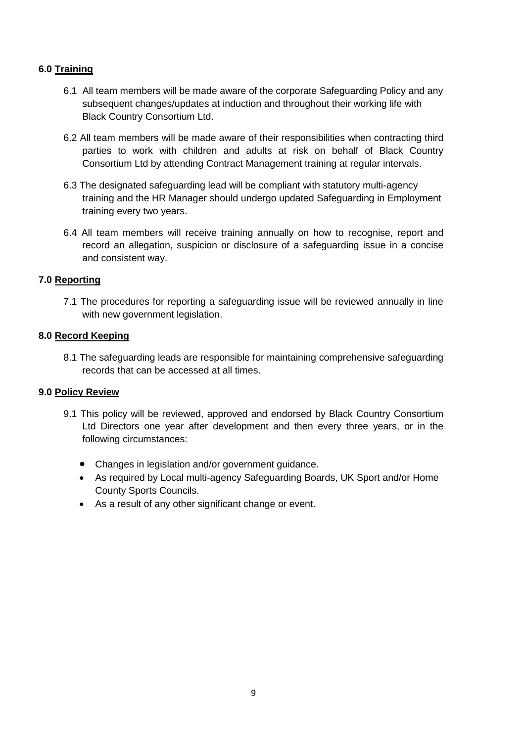## 6.0 Training

6.1 All team members will be made aware of the corporate Safeguarding Policy and any subsequent changes/updates at induction and throughout their working life with Black Country Consortium Ltd.

6.2 All team members will be made aware of their responsibilities when contracting third parties to work with children and adults at risk on behalf of Black Country Consortium Ltd by attending Contract Management training at regular intervals.

6.3 The designated safeguarding lead will be compliant with statutory multi-agency training and the HR Manager should undergo updated Safeguarding in Employment training every two years.

6.4 All team members will receive training annually on how to recognise, report and record an allegation, suspicion or disclosure of a safeguarding issue in a concise and consistent way.

## 7.0 Reporting

7.1 The procedures for reporting a safeguarding issue will be reviewed annually in line with new government legislation.

## 8.0 Record Keeping

8.1 The safeguarding leads are responsible for maintaining comprehensive safeguarding records that can be accessed at all times.

## 9.0 Policy Review

9.1 This policy will be reviewed, approved and endorsed by Black Country Consortium Ltd Directors one year after development and then every three years, or in the following circumstances:

- Changes in legislation and/or government guidance.
- As required by Local multi-agency Safeguarding Boards, UK Sport and/or Home County Sports Councils.
- As a result of any other significant change or event.